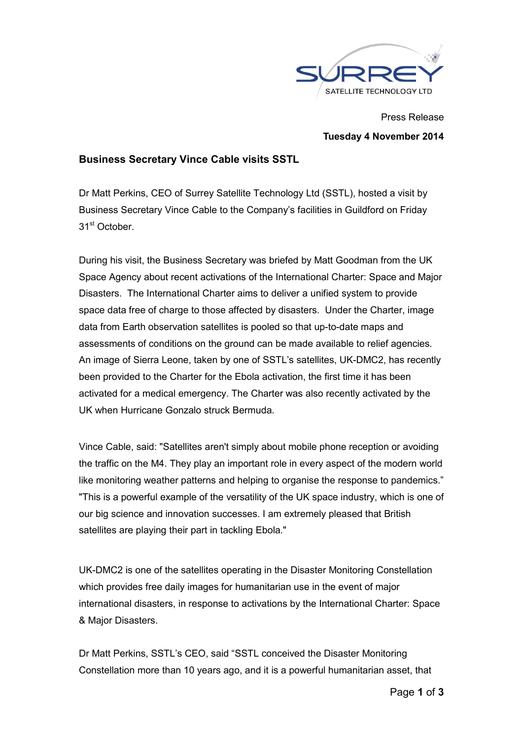Press Release

**Tuesday 4 November 2014**

## Business Secretary Vince Cable visits SSTL

Dr Matt Perkins, CEO of Surrey Satellite Technology Ltd (SSTL), hosted a visit by Business Secretary Vince Cable to the Company's facilities in Guildford on Friday 31st October.

During his visit, the Business Secretary was briefed by Matt Goodman from the UK Space Agency about recent activations of the International Charter: Space and Major Disasters. The International Charter aims to deliver a unified system to provide space data free of charge to those affected by disasters. Under the Charter, image data from Earth observation satellites is pooled so that up-to-date maps and assessments of conditions on the ground can be made available to relief agencies. An image of Sierra Leone, taken by one of SSTL's satellites, UK-DMC2, has recently been provided to the Charter for the Ebola activation, the first time it has been activated for a medical emergency. The Charter was also recently activated by the UK when Hurricane Gonzalo struck Bermuda.

Vince Cable, said: "Satellites aren't simply about mobile phone reception or avoiding the traffic on the M4. They play an important role in every aspect of the modern world like monitoring weather patterns and helping to organise the response to pandemics." "This is a powerful example of the versatility of the UK space industry, which is one of our big science and innovation successes. I am extremely pleased that British satellites are playing their part in tackling Ebola."

UK-DMC2 is one of the satellites operating in the Disaster Monitoring Constellation which provides free daily images for humanitarian use in the event of major international disasters, in response to activations by the International Charter: Space & Major Disasters.

Dr Matt Perkins, SSTL's CEO, said "SSTL conceived the Disaster Monitoring Constellation more than 10 years ago, and it is a powerful humanitarian asset, that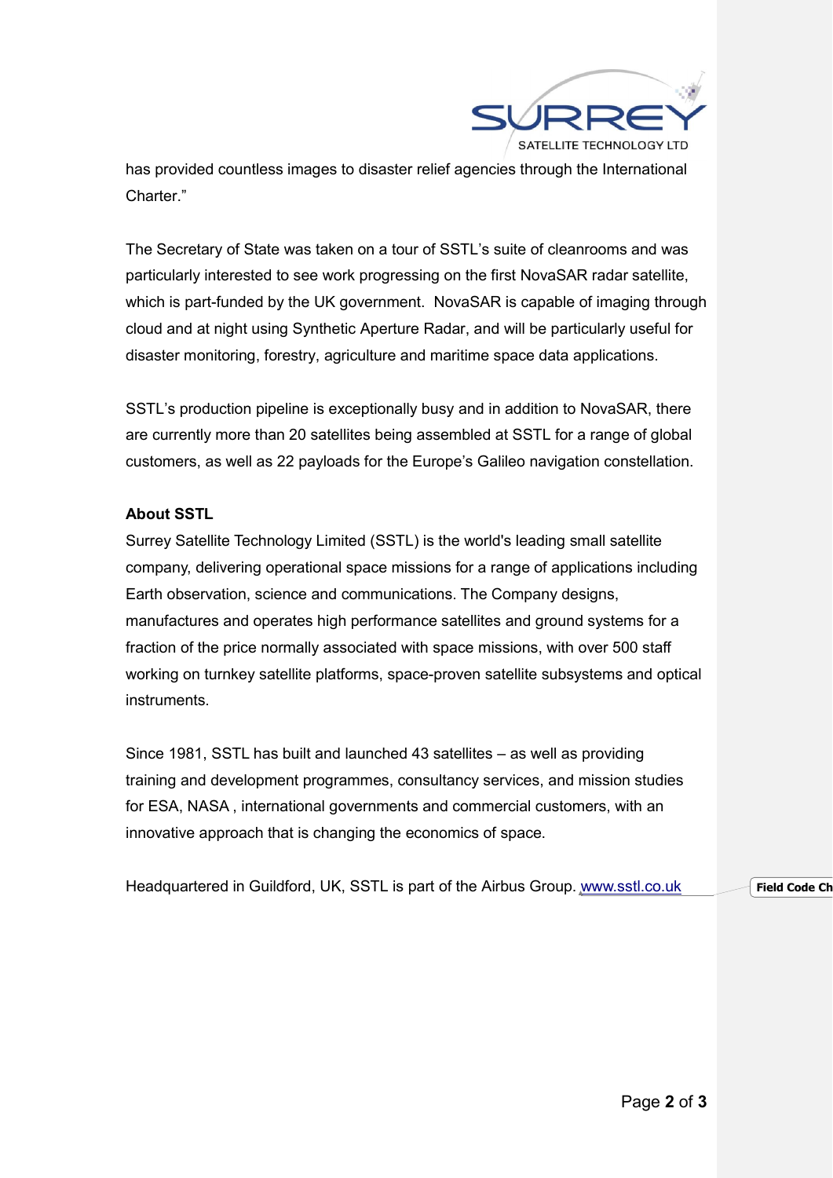has provided countless images to disaster relief agencies through the International Charter."

The Secretary of State was taken on a tour of SSTL's suite of cleanrooms and was particularly interested to see work progressing on the first NovaSAR radar satellite, which is part-funded by the UK government. NovaSAR is capable of imaging through cloud and at night using Synthetic Aperture Radar, and will be particularly useful for disaster monitoring, forestry, agriculture and maritime space data applications.

SSTL's production pipeline is exceptionally busy and in addition to NovaSAR, there are currently more than 20 satellites being assembled at SSTL for a range of global customers, as well as 22 payloads for the Europe's Galileo navigation constellation.

**About SSTL**

Surrey Satellite Technology Limited (SSTL) is the world's leading small satellite company, delivering operational space missions for a range of applications including Earth observation, science and communications. The Company designs, manufactures and operates high performance satellites and ground systems for a fraction of the price normally associated with space missions, with over 500 staff working on turnkey satellite platforms, space-proven satellite subsystems and optical instruments.

Since 1981, SSTL has built and launched 43 satellites – as well as providing training and development programmes, consultancy services, and mission studies for ESA, NASA , international governments and commercial customers, with an innovative approach that is changing the economics of space.

Headquartered in Guildford, UK, SSTL is part of the Airbus Group. www.sstl.co.uk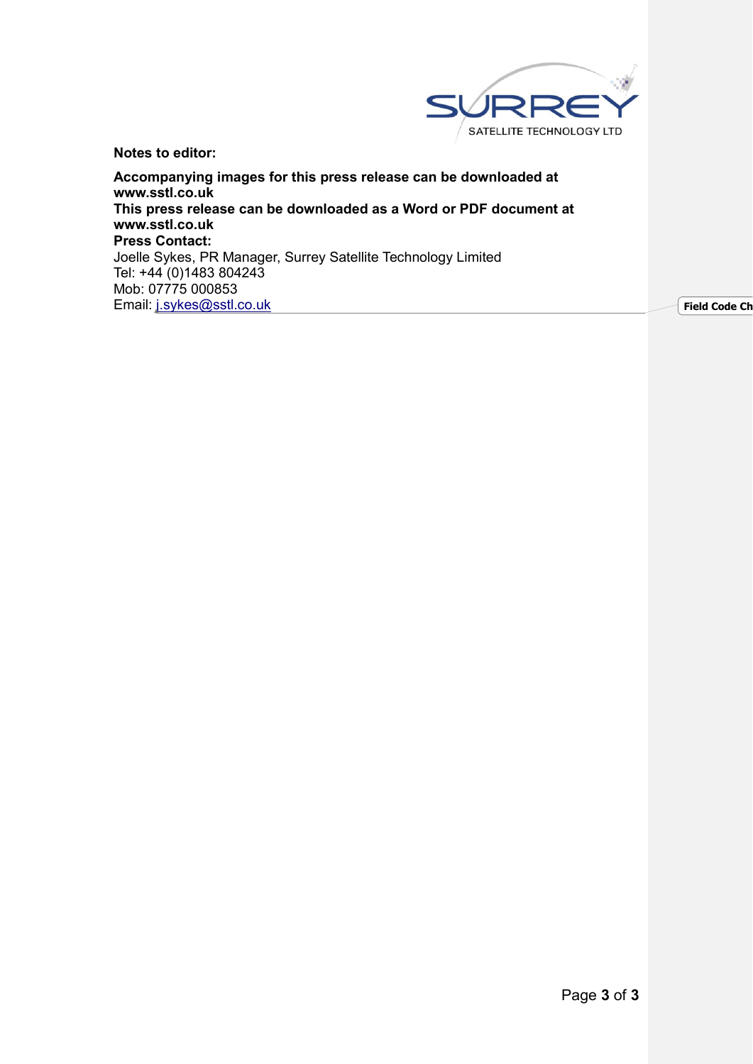**Notes to editor:**

**Accompanying images for this press release can be downloaded at www.sstl.co.uk**

**This press release can be downloaded as a Word or PDF document at www.sstl.co.uk**

**Press Contact:**

Joelle Sykes, PR Manager, Surrey Satellite Technology Limited  
Tel: +44 (0)1483 804243  
Mob: 07775 000853  
Email: j.sykes@sstl.co.uk